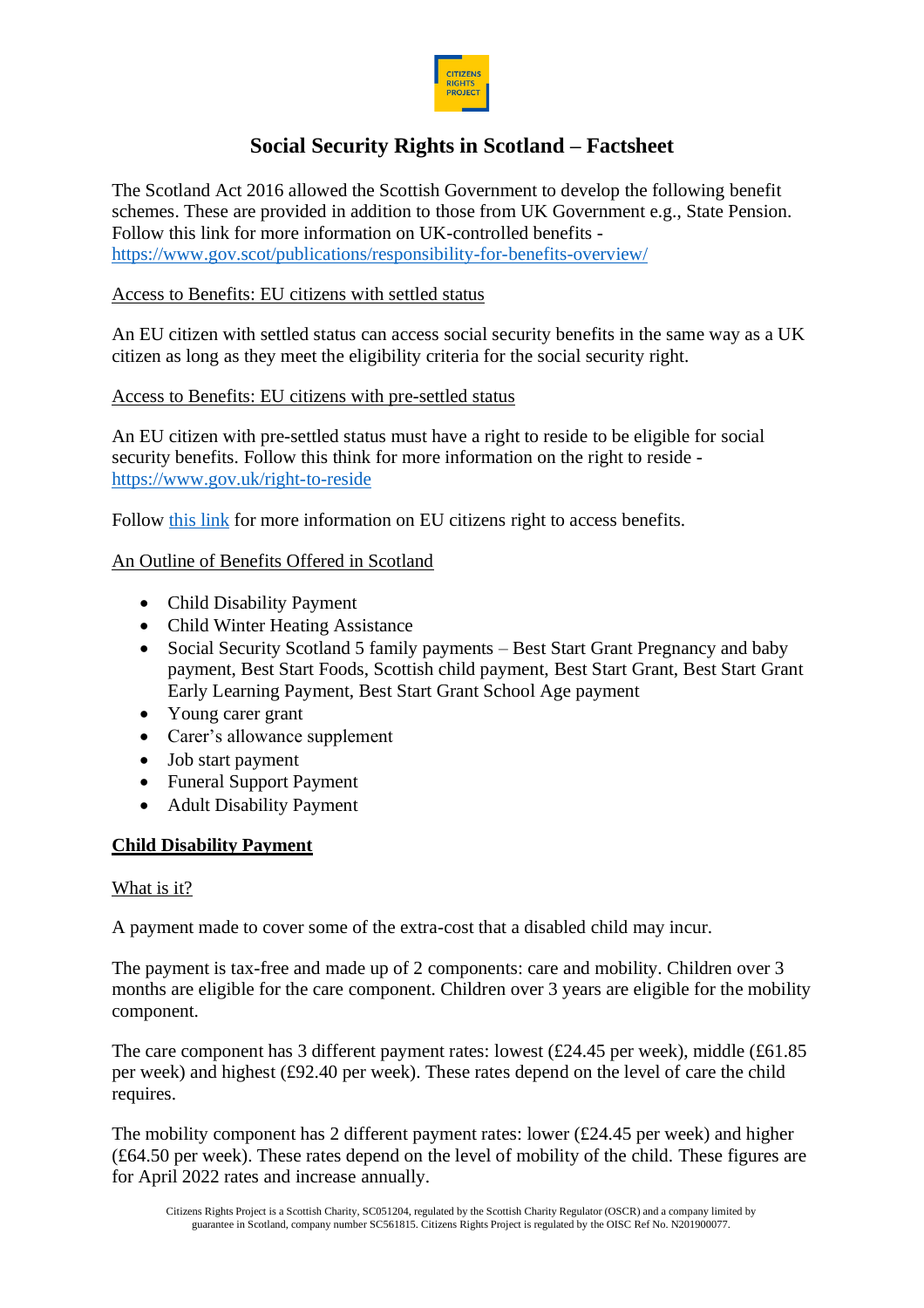# Social Security Rights in Scotland – Factsheet

The Scotland Act 2016 allowed the Scottish Government to develop the following benefit schemes. These are provided in addition to those from UK Government e.g., State Pension. Follow this link for more information on UK-controlled benefits - [https://www.gov.scot/publications/responsibility-for-benefits-overview/](https://www.gov.scot/publications/responsibility-for-benefits-overview/)

Access to Benefits: EU citizens with settled status

An EU citizen with settled status can access social security benefits in the same way as a UK citizen as long as they meet the eligibility criteria for the social security right.

Access to Benefits: EU citizens with pre-settled status

An EU citizen with pre-settled status must have a right to reside to be eligible for social security benefits. Follow this think for more information on the right to reside - [https://www.gov.uk/right-to-reside](https://www.gov.uk/right-to-reside)

Follow this link for more information on EU citizens right to access benefits.

An Outline of Benefits Offered in Scotland

- Child Disability Payment
- Child Winter Heating Assistance
- Social Security Scotland 5 family payments – Best Start Grant Pregnancy and baby payment, Best Start Foods, Scottish child payment, Best Start Grant, Best Start Grant Early Learning Payment, Best Start Grant School Age payment
- Young carer grant
- Carer's allowance supplement
- Job start payment
- Funeral Support Payment
- Adult Disability Payment

## Child Disability Payment

What is it?

A payment made to cover some of the extra-cost that a disabled child may incur.

The payment is tax-free and made up of 2 components: care and mobility. Children over 3 months are eligible for the care component. Children over 3 years are eligible for the mobility component.

The care component has 3 different payment rates: lowest (£24.45 per week), middle (£61.85 per week) and highest (£92.40 per week). These rates depend on the level of care the child requires.

The mobility component has 2 different payment rates: lower (£24.45 per week) and higher (£64.50 per week). These rates depend on the level of mobility of the child. These figures are for April 2022 rates and increase annually.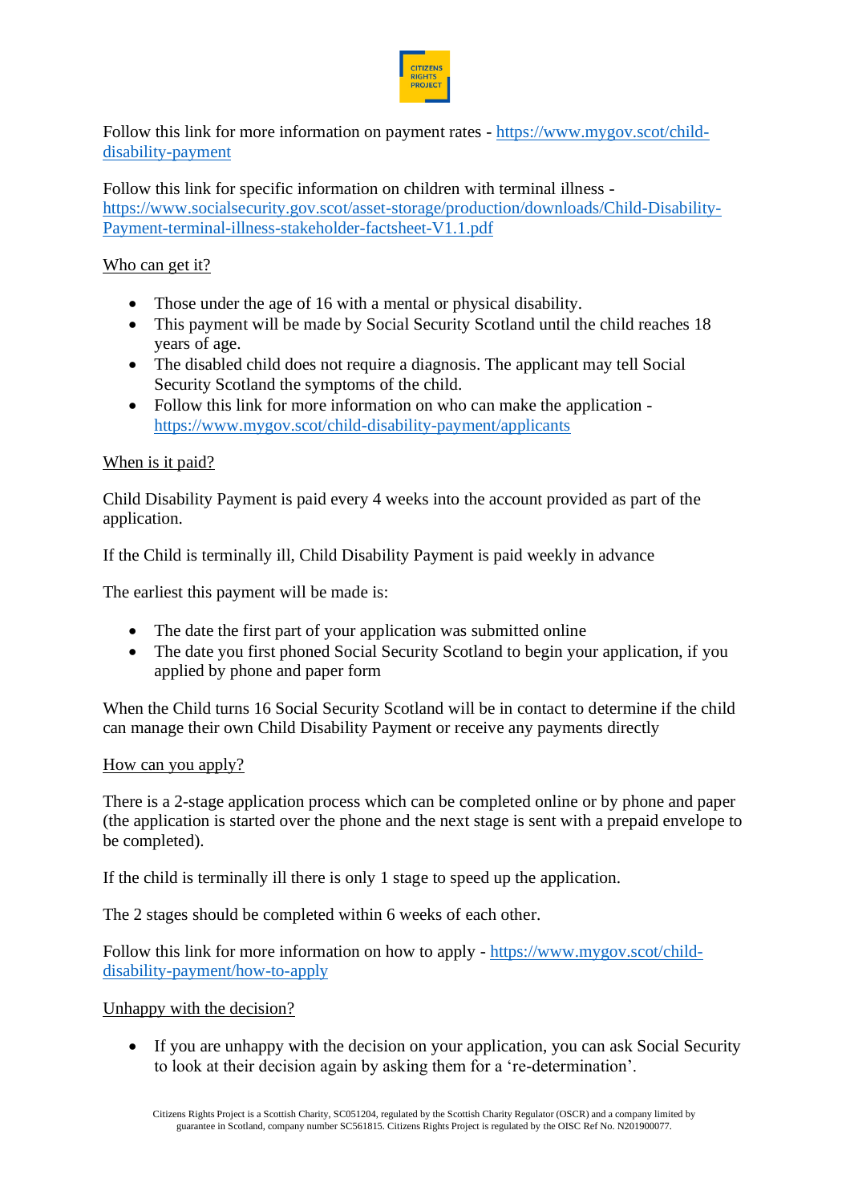Follow this link for more information on payment rates - https://www.mygov.scot/child-disability-payment

Follow this link for specific information on children with terminal illness - https://www.socialsecurity.gov.scot/asset-storage/production/downloads/Child-Disability-Payment-terminal-illness-stakeholder-factsheet-V1.1.pdf

## Who can get it?

- Those under the age of 16 with a mental or physical disability.
- This payment will be made by Social Security Scotland until the child reaches 18 years of age.
- The disabled child does not require a diagnosis. The applicant may tell Social Security Scotland the symptoms of the child.
- Follow this link for more information on who can make the application - https://www.mygov.scot/child-disability-payment/applicants

## When is it paid?

Child Disability Payment is paid every 4 weeks into the account provided as part of the application.

If the Child is terminally ill, Child Disability Payment is paid weekly in advance

The earliest this payment will be made is:

- The date the first part of your application was submitted online
- The date you first phoned Social Security Scotland to begin your application, if you applied by phone and paper form

When the Child turns 16 Social Security Scotland will be in contact to determine if the child can manage their own Child Disability Payment or receive any payments directly

## How can you apply?

There is a 2-stage application process which can be completed online or by phone and paper (the application is started over the phone and the next stage is sent with a prepaid envelope to be completed).

If the child is terminally ill there is only 1 stage to speed up the application.

The 2 stages should be completed within 6 weeks of each other.

Follow this link for more information on how to apply - https://www.mygov.scot/child-disability-payment/how-to-apply

## Unhappy with the decision?

- If you are unhappy with the decision on your application, you can ask Social Security to look at their decision again by asking them for a 're-determination'.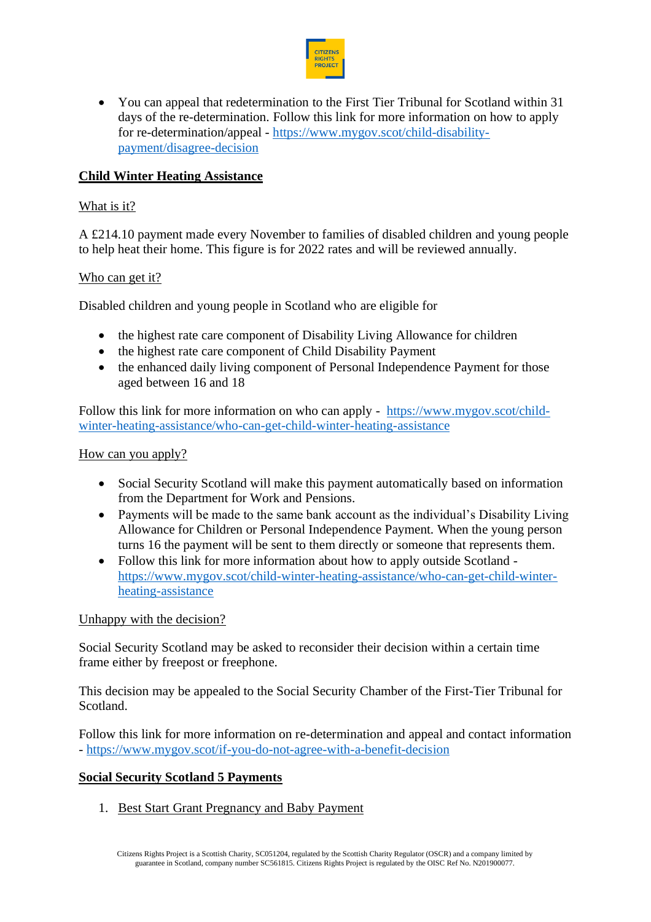- You can appeal that redetermination to the First Tier Tribunal for Scotland within 31 days of the re-determination. Follow this link for more information on how to apply for re-determination/appeal - https://www.mygov.scot/child-disability-payment/disagree-decision

## Child Winter Heating Assistance

What is it?

A £214.10 payment made every November to families of disabled children and young people to help heat their home. This figure is for 2022 rates and will be reviewed annually.

Who can get it?

Disabled children and young people in Scotland who are eligible for

- the highest rate care component of Disability Living Allowance for children
- the highest rate care component of Child Disability Payment
- the enhanced daily living component of Personal Independence Payment for those aged between 16 and 18

Follow this link for more information on who can apply - https://www.mygov.scot/child-winter-heating-assistance/who-can-get-child-winter-heating-assistance

How can you apply?

- Social Security Scotland will make this payment automatically based on information from the Department for Work and Pensions.
- Payments will be made to the same bank account as the individual's Disability Living Allowance for Children or Personal Independence Payment. When the young person turns 16 the payment will be sent to them directly or someone that represents them.
- Follow this link for more information about how to apply outside Scotland - https://www.mygov.scot/child-winter-heating-assistance/who-can-get-child-winter-heating-assistance

Unhappy with the decision?

Social Security Scotland may be asked to reconsider their decision within a certain time frame either by freepost or freephone.

This decision may be appealed to the Social Security Chamber of the First-Tier Tribunal for Scotland.

Follow this link for more information on re-determination and appeal and contact information - https://www.mygov.scot/if-you-do-not-agree-with-a-benefit-decision

## Social Security Scotland 5 Payments

1. Best Start Grant Pregnancy and Baby Payment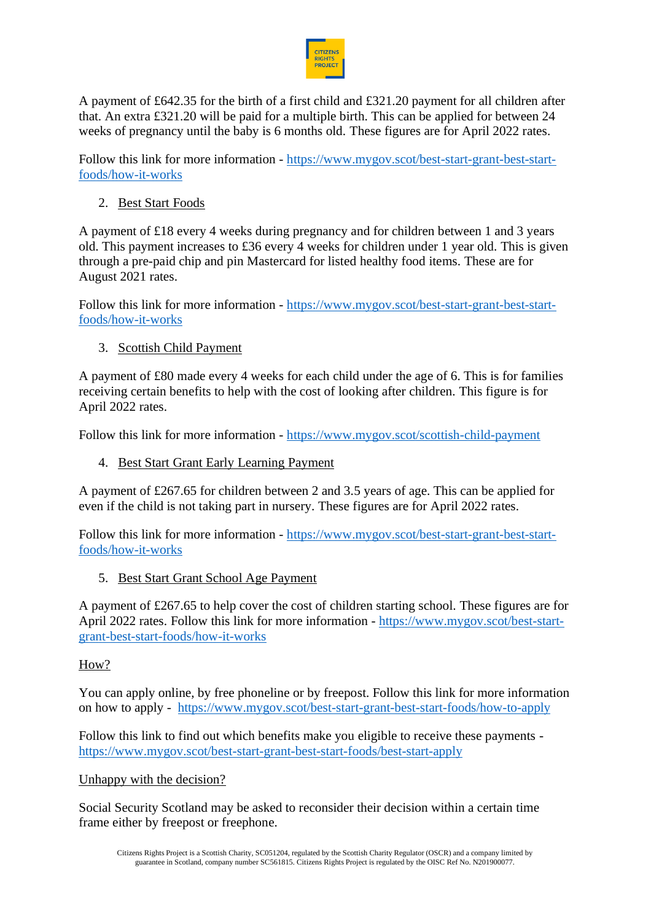A payment of £642.35 for the birth of a first child and £321.20 payment for all children after that. An extra £321.20 will be paid for a multiple birth. This can be applied for between 24 weeks of pregnancy until the baby is 6 months old. These figures are for April 2022 rates.

Follow this link for more information - https://www.mygov.scot/best-start-grant-best-start-foods/how-it-works

2. Best Start Foods

A payment of £18 every 4 weeks during pregnancy and for children between 1 and 3 years old. This payment increases to £36 every 4 weeks for children under 1 year old. This is given through a pre-paid chip and pin Mastercard for listed healthy food items. These are for August 2021 rates.

Follow this link for more information - https://www.mygov.scot/best-start-grant-best-start-foods/how-it-works

3. Scottish Child Payment

A payment of £80 made every 4 weeks for each child under the age of 6. This is for families receiving certain benefits to help with the cost of looking after children. This figure is for April 2022 rates.

Follow this link for more information - https://www.mygov.scot/scottish-child-payment

4. Best Start Grant Early Learning Payment

A payment of £267.65 for children between 2 and 3.5 years of age. This can be applied for even if the child is not taking part in nursery. These figures are for April 2022 rates.

Follow this link for more information - https://www.mygov.scot/best-start-grant-best-start-foods/how-it-works

5. Best Start Grant School Age Payment

A payment of £267.65 to help cover the cost of children starting school. These figures are for April 2022 rates. Follow this link for more information - https://www.mygov.scot/best-start-grant-best-start-foods/how-it-works

How?

You can apply online, by free phoneline or by freepost. Follow this link for more information on how to apply - https://www.mygov.scot/best-start-grant-best-start-foods/how-to-apply

Follow this link to find out which benefits make you eligible to receive these payments - https://www.mygov.scot/best-start-grant-best-start-foods/best-start-apply

Unhappy with the decision?

Social Security Scotland may be asked to reconsider their decision within a certain time frame either by freepost or freephone.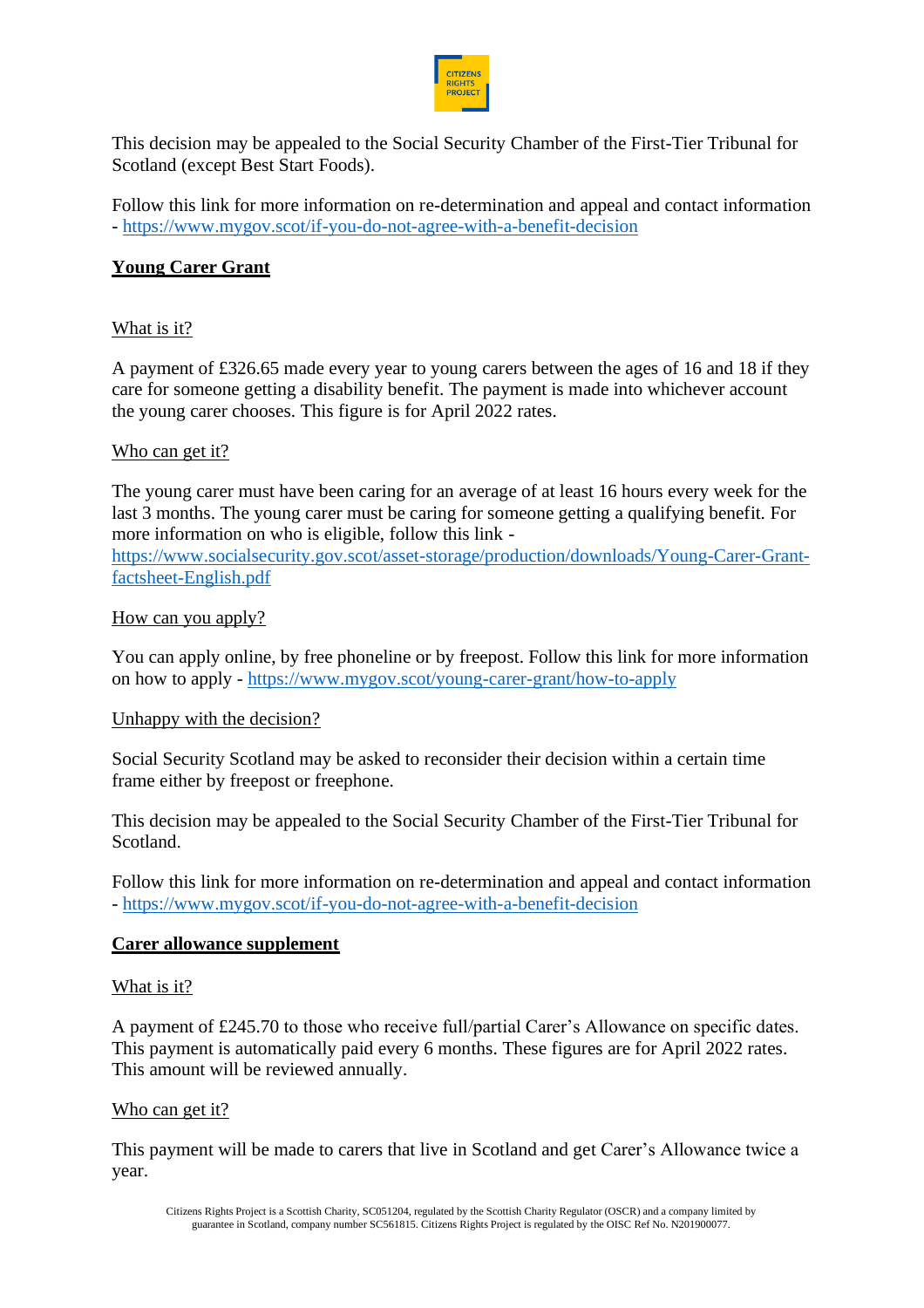This decision may be appealed to the Social Security Chamber of the First-Tier Tribunal for Scotland (except Best Start Foods).

Follow this link for more information on re-determination and appeal and contact information - https://www.mygov.scot/if-you-do-not-agree-with-a-benefit-decision

## Young Carer Grant

What is it?

A payment of £326.65 made every year to young carers between the ages of 16 and 18 if they care for someone getting a disability benefit. The payment is made into whichever account the young carer chooses. This figure is for April 2022 rates.

Who can get it?

The young carer must have been caring for an average of at least 16 hours every week for the last 3 months. The young carer must be caring for someone getting a qualifying benefit. For more information on who is eligible, follow this link - https://www.socialsecurity.gov.scot/asset-storage/production/downloads/Young-Carer-Grant-factsheet-English.pdf

How can you apply?

You can apply online, by free phoneline or by freepost. Follow this link for more information on how to apply - https://www.mygov.scot/young-carer-grant/how-to-apply

Unhappy with the decision?

Social Security Scotland may be asked to reconsider their decision within a certain time frame either by freepost or freephone.

This decision may be appealed to the Social Security Chamber of the First-Tier Tribunal for Scotland.

Follow this link for more information on re-determination and appeal and contact information - https://www.mygov.scot/if-you-do-not-agree-with-a-benefit-decision

## Carer allowance supplement

What is it?

A payment of £245.70 to those who receive full/partial Carer's Allowance on specific dates. This payment is automatically paid every 6 months. These figures are for April 2022 rates. This amount will be reviewed annually.

Who can get it?

This payment will be made to carers that live in Scotland and get Carer's Allowance twice a year.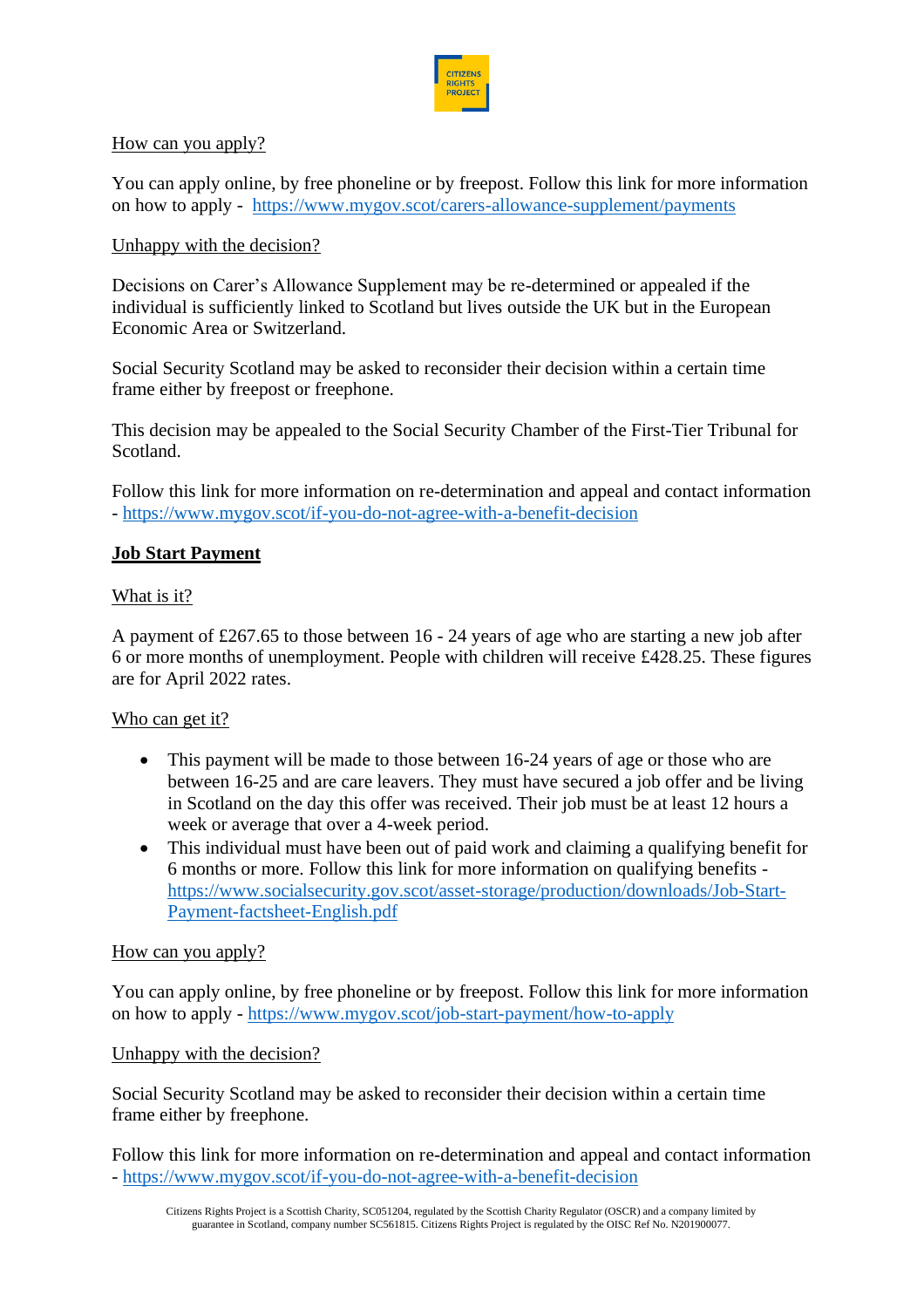How can you apply?

You can apply online, by free phoneline or by freepost. Follow this link for more information on how to apply - https://www.mygov.scot/carers-allowance-supplement/payments

Unhappy with the decision?

Decisions on Carer's Allowance Supplement may be re-determined or appealed if the individual is sufficiently linked to Scotland but lives outside the UK but in the European Economic Area or Switzerland.

Social Security Scotland may be asked to reconsider their decision within a certain time frame either by freepost or freephone.

This decision may be appealed to the Social Security Chamber of the First-Tier Tribunal for Scotland.

Follow this link for more information on re-determination and appeal and contact information - https://www.mygov.scot/if-you-do-not-agree-with-a-benefit-decision

## Job Start Payment

What is it?

A payment of £267.65 to those between 16 - 24 years of age who are starting a new job after 6 or more months of unemployment. People with children will receive £428.25. These figures are for April 2022 rates.

Who can get it?

- This payment will be made to those between 16-24 years of age or those who are between 16-25 and are care leavers. They must have secured a job offer and be living in Scotland on the day this offer was received. Their job must be at least 12 hours a week or average that over a 4-week period.
- This individual must have been out of paid work and claiming a qualifying benefit for 6 months or more. Follow this link for more information on qualifying benefits - https://www.socialsecurity.gov.scot/asset-storage/production/downloads/Job-Start-Payment-factsheet-English.pdf

How can you apply?

You can apply online, by free phoneline or by freepost. Follow this link for more information on how to apply - https://www.mygov.scot/job-start-payment/how-to-apply

Unhappy with the decision?

Social Security Scotland may be asked to reconsider their decision within a certain time frame either by freephone.

Follow this link for more information on re-determination and appeal and contact information - https://www.mygov.scot/if-you-do-not-agree-with-a-benefit-decision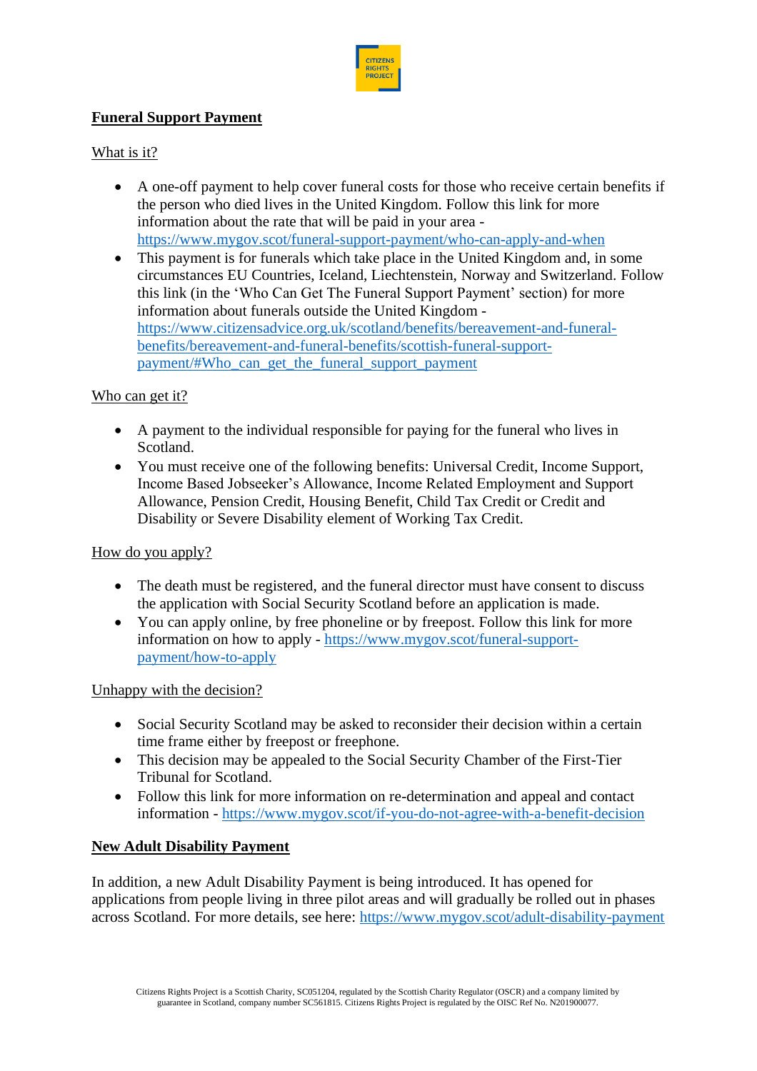## Funeral Support Payment

### What is it?

- A one-off payment to help cover funeral costs for those who receive certain benefits if the person who died lives in the United Kingdom. Follow this link for more information about the rate that will be paid in your area - https://www.mygov.scot/funeral-support-payment/who-can-apply-and-when
- This payment is for funerals which take place in the United Kingdom and, in some circumstances EU Countries, Iceland, Liechtenstein, Norway and Switzerland. Follow this link (in the 'Who Can Get The Funeral Support Payment' section) for more information about funerals outside the United Kingdom - https://www.citizensadvice.org.uk/scotland/benefits/bereavement-and-funeral-benefits/bereavement-and-funeral-benefits/scottish-funeral-support-payment/#Who_can_get_the_funeral_support_payment

### Who can get it?

- A payment to the individual responsible for paying for the funeral who lives in Scotland.
- You must receive one of the following benefits: Universal Credit, Income Support, Income Based Jobseeker's Allowance, Income Related Employment and Support Allowance, Pension Credit, Housing Benefit, Child Tax Credit or Credit and Disability or Severe Disability element of Working Tax Credit.

### How do you apply?

- The death must be registered, and the funeral director must have consent to discuss the application with Social Security Scotland before an application is made.
- You can apply online, by free phoneline or by freepost. Follow this link for more information on how to apply - https://www.mygov.scot/funeral-support-payment/how-to-apply

### Unhappy with the decision?

- Social Security Scotland may be asked to reconsider their decision within a certain time frame either by freepost or freephone.
- This decision may be appealed to the Social Security Chamber of the First-Tier Tribunal for Scotland.
- Follow this link for more information on re-determination and appeal and contact information - https://www.mygov.scot/if-you-do-not-agree-with-a-benefit-decision

## New Adult Disability Payment

In addition, a new Adult Disability Payment is being introduced. It has opened for applications from people living in three pilot areas and will gradually be rolled out in phases across Scotland. For more details, see here: https://www.mygov.scot/adult-disability-payment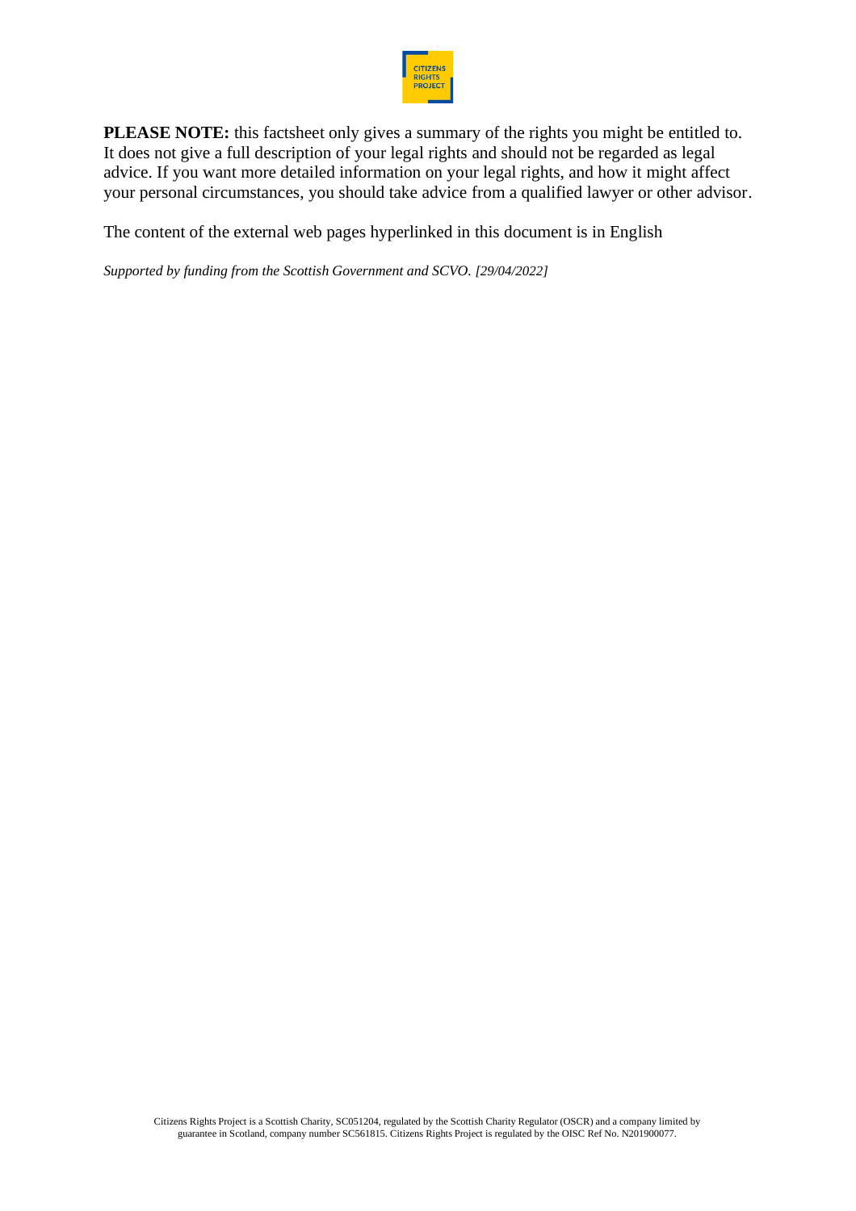**PLEASE NOTE:** this factsheet only gives a summary of the rights you might be entitled to. It does not give a full description of your legal rights and should not be regarded as legal advice. If you want more detailed information on your legal rights, and how it might affect your personal circumstances, you should take advice from a qualified lawyer or other advisor.

The content of the external web pages hyperlinked in this document is in English

*Supported by funding from the Scottish Government and SCVO. [29/04/2022]*

Citizens Rights Project is a Scottish Charity, SC051204, regulated by the Scottish Charity Regulator (OSCR) and a company limited by guarantee in Scotland, company number SC561815. Citizens Rights Project is regulated by the OISC Ref No. N201900077.